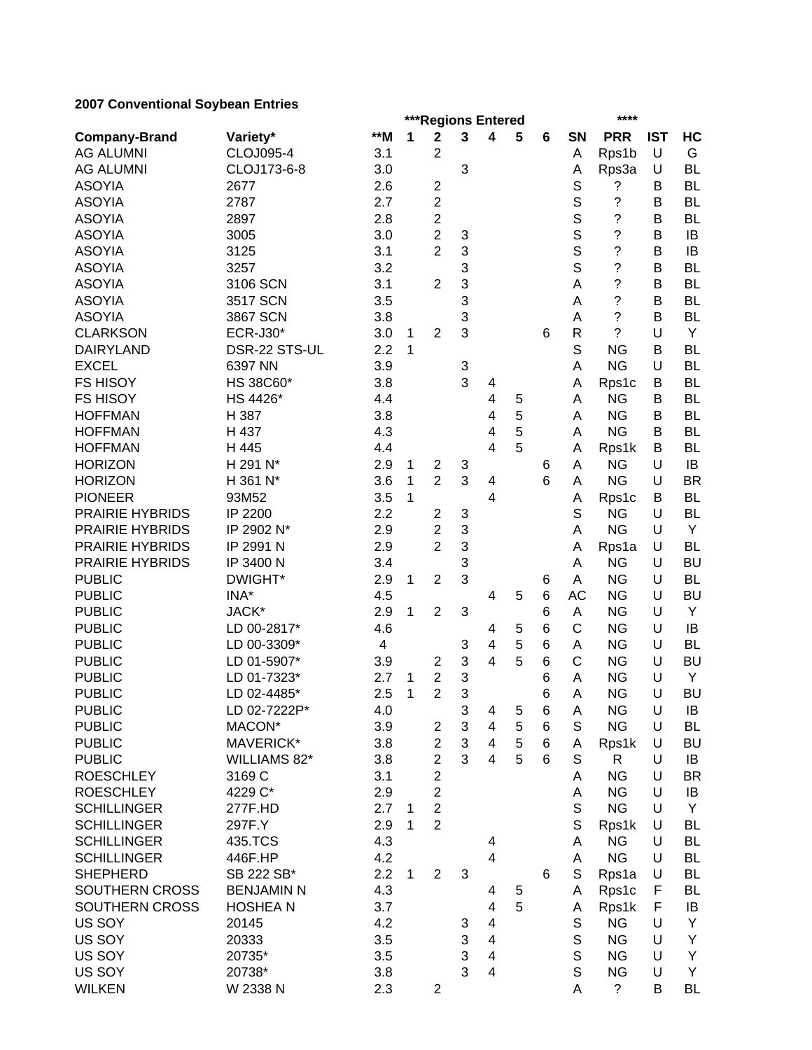**2007 Conventional Soybean Entries**

| | | | ***Regions Entered | | | | | | | **** | | |
|---|---|---|---|---|---|---|---|---|---|---|---|---|
| **Company-Brand** | **Variety*** | **\*\*M** | **1** | **2** | **3** | **4** | **5** | **6** | **SN** | **PRR** | **IST** | **HC** |
| AG ALUMNI | CLOJ095-4 | 3.1 | | 2 | | | | | A | Rps1b | U | G |
| AG ALUMNI | CLOJ173-6-8 | 3.0 | | | 3 | | | | A | Rps3a | U | BL |
| ASOYIA | 2677 | 2.6 | | 2 | | | | | S | ? | B | BL |
| ASOYIA | 2787 | 2.7 | | 2 | | | | | S | ? | B | BL |
| ASOYIA | 2897 | 2.8 | | 2 | | | | | S | ? | B | BL |
| ASOYIA | 3005 | 3.0 | | 2 | 3 | | | | S | ? | B | IB |
| ASOYIA | 3125 | 3.1 | | 2 | 3 | | | | S | ? | B | IB |
| ASOYIA | 3257 | 3.2 | | | 3 | | | | S | ? | B | BL |
| ASOYIA | 3106 SCN | 3.1 | | 2 | 3 | | | | A | ? | B | BL |
| ASOYIA | 3517 SCN | 3.5 | | | 3 | | | | A | ? | B | BL |
| ASOYIA | 3867 SCN | 3.8 | | | 3 | | | | A | ? | B | BL |
| CLARKSON | ECR-J30* | 3.0 | 1 | 2 | 3 | | | 6 | R | ? | U | Y |
| DAIRYLAND | DSR-22 STS-UL | 2.2 | 1 | | | | | | S | NG | B | BL |
| EXCEL | 6397 NN | 3.9 | | | 3 | | | | A | NG | U | BL |
| FS HISOY | HS 38C60* | 3.8 | | | 3 | 4 | | | A | Rps1c | B | BL |
| FS HISOY | HS 4426* | 4.4 | | | | 4 | 5 | | A | NG | B | BL |
| HOFFMAN | H 387 | 3.8 | | | | 4 | 5 | | A | NG | B | BL |
| HOFFMAN | H 437 | 4.3 | | | | 4 | 5 | | A | NG | B | BL |
| HOFFMAN | H 445 | 4.4 | | | | 4 | 5 | | A | Rps1k | B | BL |
| HORIZON | H 291 N* | 2.9 | 1 | 2 | 3 | | | 6 | A | NG | U | IB |
| HORIZON | H 361 N* | 3.6 | 1 | 2 | 3 | 4 | | 6 | A | NG | U | BR |
| PIONEER | 93M52 | 3.5 | 1 | | | 4 | | | A | Rps1c | B | BL |
| PRAIRIE HYBRIDS | IP 2200 | 2.2 | | 2 | 3 | | | | S | NG | U | BL |
| PRAIRIE HYBRIDS | IP 2902 N* | 2.9 | | 2 | 3 | | | | A | NG | U | Y |
| PRAIRIE HYBRIDS | IP 2991 N | 2.9 | | 2 | 3 | | | | A | Rps1a | U | BL |
| PRAIRIE HYBRIDS | IP 3400 N | 3.4 | | | 3 | | | | A | NG | U | BU |
| PUBLIC | DWIGHT* | 2.9 | 1 | 2 | 3 | | | 6 | A | NG | U | BL |
| PUBLIC | INA* | 4.5 | | | | 4 | 5 | 6 | AC | NG | U | BU |
| PUBLIC | JACK* | 2.9 | 1 | 2 | 3 | | | 6 | A | NG | U | Y |
| PUBLIC | LD 00-2817* | 4.6 | | | | 4 | 5 | 6 | C | NG | U | IB |
| PUBLIC | LD 00-3309* | 4 | | | 3 | 4 | 5 | 6 | A | NG | U | BL |
| PUBLIC | LD 01-5907* | 3.9 | | 2 | 3 | 4 | 5 | 6 | C | NG | U | BU |
| PUBLIC | LD 01-7323* | 2.7 | 1 | 2 | 3 | | | 6 | A | NG | U | Y |
| PUBLIC | LD 02-4485* | 2.5 | 1 | 2 | 3 | | | 6 | A | NG | U | BU |
| PUBLIC | LD 02-7222P* | 4.0 | | | 3 | 4 | 5 | 6 | A | NG | U | IB |
| PUBLIC | MACON* | 3.9 | | 2 | 3 | 4 | 5 | 6 | S | NG | U | BL |
| PUBLIC | MAVERICK* | 3.8 | | 2 | 3 | 4 | 5 | 6 | A | Rps1k | U | BU |
| PUBLIC | WILLIAMS 82* | 3.8 | | 2 | 3 | 4 | 5 | 6 | S | R | U | IB |
| ROESCHLEY | 3169 C | 3.1 | | 2 | | | | | A | NG | U | BR |
| ROESCHLEY | 4229 C* | 2.9 | | 2 | | | | | A | NG | U | IB |
| SCHILLINGER | 277F.HD | 2.7 | 1 | 2 | | | | | S | NG | U | Y |
| SCHILLINGER | 297F.Y | 2.9 | 1 | 2 | | | | | S | Rps1k | U | BL |
| SCHILLINGER | 435.TCS | 4.3 | | | | 4 | | | A | NG | U | BL |
| SCHILLINGER | 446F.HP | 4.2 | | | | 4 | | | A | NG | U | BL |
| SHEPHERD | SB 222 SB* | 2.2 | 1 | 2 | 3 | | | 6 | S | Rps1a | U | BL |
| SOUTHERN CROSS | BENJAMIN N | 4.3 | | | | 4 | 5 | | A | Rps1c | F | BL |
| SOUTHERN CROSS | HOSHEA N | 3.7 | | | | 4 | 5 | | A | Rps1k | F | IB |
| US SOY | 20145 | 4.2 | | | 3 | 4 | | | S | NG | U | Y |
| US SOY | 20333 | 3.5 | | | 3 | 4 | | | S | NG | U | Y |
| US SOY | 20735* | 3.5 | | | 3 | 4 | | | S | NG | U | Y |
| US SOY | 20738* | 3.8 | | | 3 | 4 | | | S | NG | U | Y |
| WILKEN | W 2338 N | 2.3 | | 2 | | | | | A | ? | B | BL |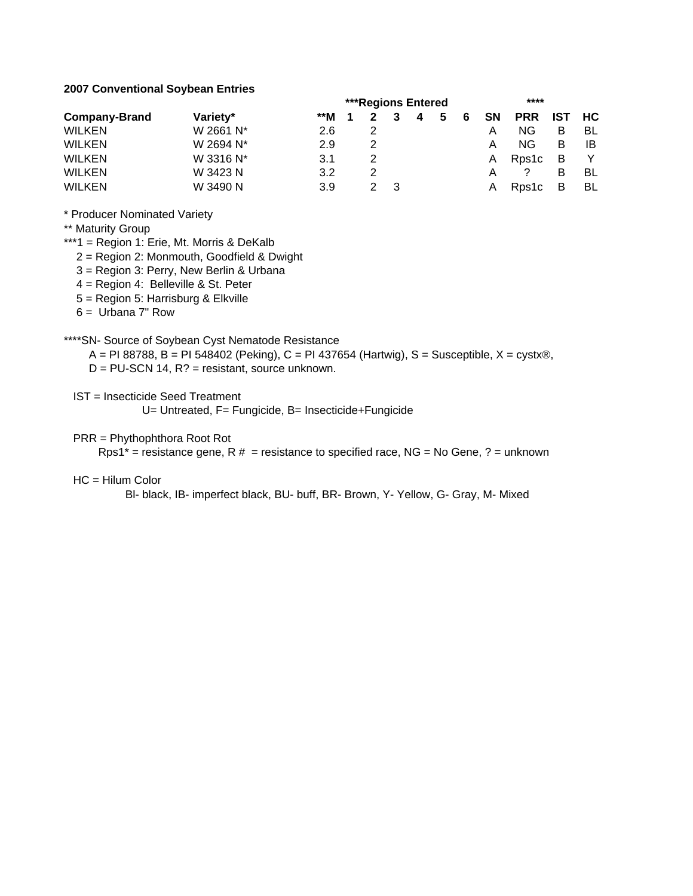**2007 Conventional Soybean Entries**

| | | | ***Regions Entered | | | | | | **** | | | |
|---|---|---|---|---|---|---|---|---|---|---|---|---|
| **Company-Brand** | **Variety*** | ****M** | **1** | **2** | **3** | **4** | **5** | **6** | **SN** | **PRR** | **IST** | **HC** |
| WILKEN | W 2661 N* | 2.6 | | 2 | | | | | A | NG | B | BL |
| WILKEN | W 2694 N* | 2.9 | | 2 | | | | | A | NG | B | IB |
| WILKEN | W 3316 N* | 3.1 | | 2 | | | | | A | Rps1c | B | Y |
| WILKEN | W 3423 N | 3.2 | | 2 | | | | | A | ? | B | BL |
| WILKEN | W 3490 N | 3.9 | | 2 | 3 | | | | A | Rps1c | B | BL |

* Producer Nominated Variety

** Maturity Group

***1 = Region 1: Erie, Mt. Morris & DeKalb
   2 = Region 2: Monmouth, Goodfield & Dwight
   3 = Region 3: Perry, New Berlin & Urbana
   4 = Region 4: Belleville & St. Peter
   5 = Region 5: Harrisburg & Elkville
   6 = Urbana 7" Row

****SN- Source of Soybean Cyst Nematode Resistance
   A = PI 88788, B = PI 548402 (Peking), C = PI 437654 (Hartwig), S = Susceptible, X = cystx®,
   D = PU-SCN 14, R? = resistant, source unknown.

IST = Insecticide Seed Treatment
   U= Untreated, F= Fungicide, B= Insecticide+Fungicide

PRR = Phythophthora Root Rot
   Rps1* = resistance gene, R # = resistance to specified race, NG = No Gene, ? = unknown

HC = Hilum Color
   Bl- black, IB- imperfect black, BU- buff, BR- Brown, Y- Yellow, G- Gray, M- Mixed